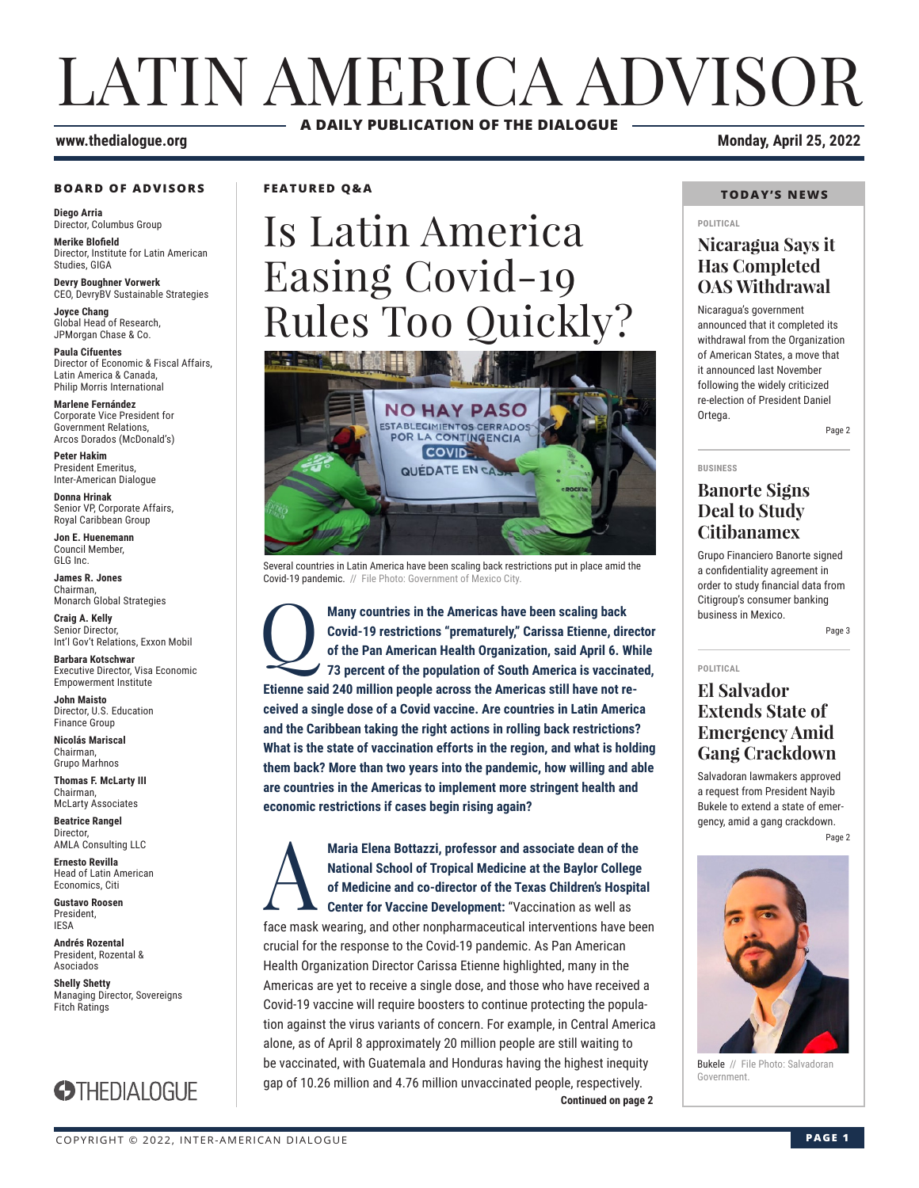# LATIN AMERICA ADVISOR

**A DAILY PUBLICATION OF THE DIALOGUE**

**www.thedialogue.org**

**Monday, April 25, 2022**

## BOARD OF ADVISORS

**Diego Arria**
Director, Columbus Group

**Merike Blofield**
Director, Institute for Latin American Studies, GIGA

**Devry Boughner Vorwerk**
CEO, DevryBV Sustainable Strategies

**Joyce Chang**
Global Head of Research, JPMorgan Chase & Co.

**Paula Cifuentes**
Director of Economic & Fiscal Affairs, Latin America & Canada, Philip Morris International

**Marlene Fernández**
Corporate Vice President for Government Relations, Arcos Dorados (McDonald's)

**Peter Hakim**
President Emeritus, Inter-American Dialogue

**Donna Hrinak**
Senior VP, Corporate Affairs, Royal Caribbean Group

**Jon E. Huenemann**
Council Member, GLG Inc.

**James R. Jones**
Chairman, Monarch Global Strategies

**Craig A. Kelly**
Senior Director, Int'l Gov't Relations, Exxon Mobil

**Barbara Kotschwar**
Executive Director, Visa Economic Empowerment Institute

**John Maisto**
Director, U.S. Education Finance Group

**Nicolás Mariscal**
Chairman, Grupo Marhnos

**Thomas F. McLarty III**
Chairman, McLarty Associates

**Beatrice Rangel**
Director, AMLA Consulting LLC

**Ernesto Revilla**
Head of Latin American Economics, Citi

**Gustavo Roosen**
President, IESA

**Andrés Rozental**
President, Rozental & Asociados

**Shelly Shetty**
Managing Director, Sovereigns Fitch Ratings

THEDIALOGUE

**FEATURED Q&A**

# Is Latin America Easing Covid-19 Rules Too Quickly?

Several countries in Latin America have been scaling back restrictions put in place amid the Covid-19 pandemic. // File Photo: Government of Mexico City.

**Q: Many countries in the Americas have been scaling back Covid-19 restrictions "prematurely," Carissa Etienne, director of the Pan American Health Organization, said April 6. While 73 percent of the population of South America is vaccinated, Etienne said 240 million people across the Americas still have not received a single dose of a Covid vaccine. Are countries in Latin America and the Caribbean taking the right actions in rolling back restrictions? What is the state of vaccination efforts in the region, and what is holding them back? More than two years into the pandemic, how willing and able are countries in the Americas to implement more stringent health and economic restrictions if cases begin rising again?**

**A: Maria Elena Bottazzi, professor and associate dean of the National School of Tropical Medicine at the Baylor College of Medicine and co-director of the Texas Children's Hospital Center for Vaccine Development:** "Vaccination as well as face mask wearing, and other nonpharmaceutical interventions have been crucial for the response to the Covid-19 pandemic. As Pan American Health Organization Director Carissa Etienne highlighted, many in the Americas are yet to receive a single dose, and those who have received a Covid-19 vaccine will require boosters to continue protecting the population against the virus variants of concern. For example, in Central America alone, as of April 8 approximately 20 million people are still waiting to be vaccinated, with Guatemala and Honduras having the highest inequity gap of 10.26 million and 4.76 million unvaccinated people, respectively.

**Continued on page 2**

## TODAY'S NEWS

**POLITICAL**

### Nicaragua Says it Has Completed OAS Withdrawal

Nicaragua's government announced that it completed its withdrawal from the Organization of American States, a move that it announced last November following the widely criticized re-election of President Daniel Ortega.

Page 2

**BUSINESS**

### Banorte Signs Deal to Study Citibanamex

Grupo Financiero Banorte signed a confidentiality agreement in order to study financial data from Citigroup's consumer banking business in Mexico.

Page 3

**POLITICAL**

### El Salvador Extends State of Emergency Amid Gang Crackdown

Salvadoran lawmakers approved a request from President Nayib Bukele to extend a state of emergency, amid a gang crackdown.

Page 2

Bukele // File Photo: Salvadoran Government.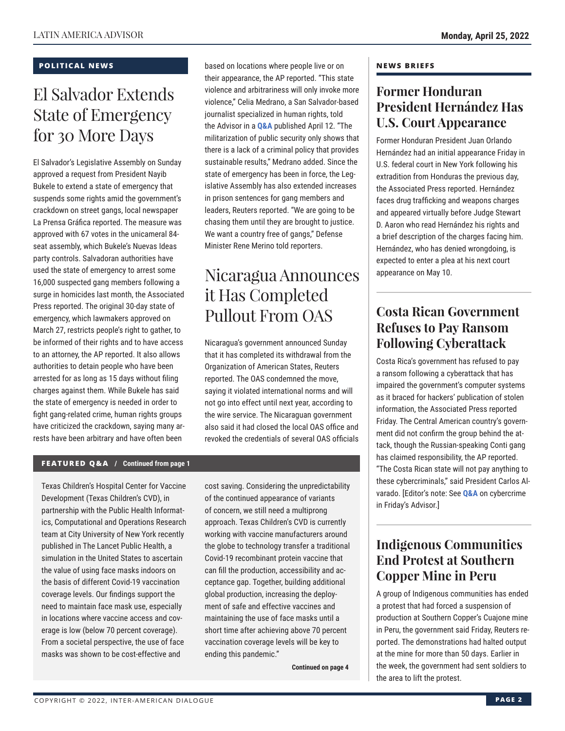**POLITICAL NEWS**

# El Salvador Extends State of Emergency for 30 More Days

El Salvador's Legislative Assembly on Sunday approved a request from President Nayib Bukele to extend a state of emergency that suspends some rights amid the government's crackdown on street gangs, local newspaper La Prensa Gráfica reported. The measure was approved with 67 votes in the unicameral 84-seat assembly, which Bukele's Nuevas Ideas party controls. Salvadoran authorities have used the state of emergency to arrest some 16,000 suspected gang members following a surge in homicides last month, the Associated Press reported. The original 30-day state of emergency, which lawmakers approved on March 27, restricts people's right to gather, to be informed of their rights and to have access to an attorney, the AP reported. It also allows authorities to detain people who have been arrested for as long as 15 days without filing charges against them. While Bukele has said the state of emergency is needed in order to fight gang-related crime, human rights groups have criticized the crackdown, saying many arrests have been arbitrary and have often been based on locations where people live or on their appearance, the AP reported. "This state violence and arbitrariness will only invoke more violence," Celia Medrano, a San Salvador-based journalist specialized in human rights, told the Advisor in a **Q&A** published April 12. "The militarization of public security only shows that there is a lack of a criminal policy that provides sustainable results," Medrano added. Since the state of emergency has been in force, the Legislative Assembly has also extended increases in prison sentences for gang members and leaders, Reuters reported. "We are going to be chasing them until they are brought to justice. We want a country free of gangs," Defense Minister Rene Merino told reporters.

# Nicaragua Announces it Has Completed Pullout From OAS

Nicaragua's government announced Sunday that it has completed its withdrawal from the Organization of American States, Reuters reported. The OAS condemned the move, saying it violated international norms and will not go into effect until next year, according to the wire service. The Nicaraguan government also said it had closed the local OAS office and revoked the credentials of several OAS officials

**FEATURED Q&A / Continued from page 1**

Texas Children's Hospital Center for Vaccine Development (Texas Children's CVD), in partnership with the Public Health Informatics, Computational and Operations Research team at City University of New York recently published in The Lancet Public Health, a simulation in the United States to ascertain the value of using face masks indoors on the basis of different Covid-19 vaccination coverage levels. Our findings support the need to maintain face mask use, especially in locations where vaccine access and coverage is low (below 70 percent coverage). From a societal perspective, the use of face masks was shown to be cost-effective and cost saving. Considering the unpredictability of the continued appearance of variants of concern, we still need a multiprong approach. Texas Children's CVD is currently working with vaccine manufacturers around the globe to technology transfer a traditional Covid-19 recombinant protein vaccine that can fill the production, accessibility and acceptance gap. Together, building additional global production, increasing the deployment of safe and effective vaccines and maintaining the use of face masks until a short time after achieving above 70 percent vaccination coverage levels will be key to ending this pandemic."

**Continued on page 4**

**NEWS BRIEFS**

## Former Honduran President Hernández Has U.S. Court Appearance

Former Honduran President Juan Orlando Hernández had an initial appearance Friday in U.S. federal court in New York following his extradition from Honduras the previous day, the Associated Press reported. Hernández faces drug trafficking and weapons charges and appeared virtually before Judge Stewart D. Aaron who read Hernández his rights and a brief description of the charges facing him. Hernández, who has denied wrongdoing, is expected to enter a plea at his next court appearance on May 10.

## Costa Rican Government Refuses to Pay Ransom Following Cyberattack

Costa Rica's government has refused to pay a ransom following a cyberattack that has impaired the government's computer systems as it braced for hackers' publication of stolen information, the Associated Press reported Friday. The Central American country's government did not confirm the group behind the attack, though the Russian-speaking Conti gang has claimed responsibility, the AP reported. "The Costa Rican state will not pay anything to these cybercriminals," said President Carlos Alvarado. [Editor's note: See **Q&A** on cybercrime in Friday's Advisor.]

## Indigenous Communities End Protest at Southern Copper Mine in Peru

A group of Indigenous communities has ended a protest that had forced a suspension of production at Southern Copper's Cuajone mine in Peru, the government said Friday, Reuters reported. The demonstrations had halted output at the mine for more than 50 days. Earlier in the week, the government had sent soldiers to the area to lift the protest.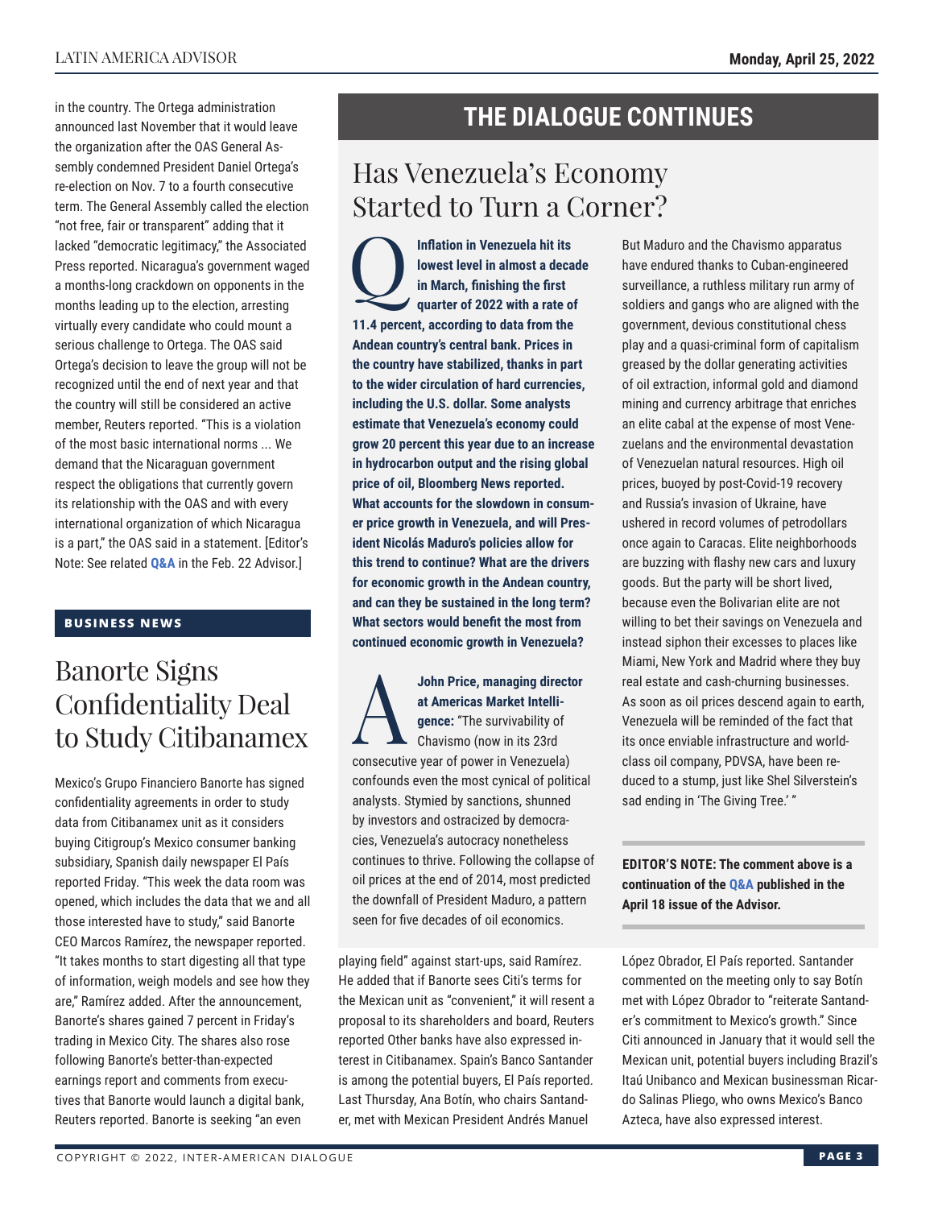in the country. The Ortega administration announced last November that it would leave the organization after the OAS General Assembly condemned President Daniel Ortega's re-election on Nov. 7 to a fourth consecutive term. The General Assembly called the election "not free, fair or transparent" adding that it lacked "democratic legitimacy," the Associated Press reported. Nicaragua's government waged a months-long crackdown on opponents in the months leading up to the election, arresting virtually every candidate who could mount a serious challenge to Ortega. The OAS said Ortega's decision to leave the group will not be recognized until the end of next year and that the country will still be considered an active member, Reuters reported. "This is a violation of the most basic international norms ... We demand that the Nicaraguan government respect the obligations that currently govern its relationship with the OAS and with every international organization of which Nicaragua is a part," the OAS said in a statement. [Editor's Note: See related **Q&A** in the Feb. 22 Advisor.]

## BUSINESS NEWS

# Banorte Signs Confidentiality Deal to Study Citibanamex

Mexico's Grupo Financiero Banorte has signed confidentiality agreements in order to study data from Citibanamex unit as it considers buying Citigroup's Mexico consumer banking subsidiary, Spanish daily newspaper El País reported Friday. "This week the data room was opened, which includes the data that we and all those interested have to study," said Banorte CEO Marcos Ramírez, the newspaper reported. "It takes months to start digesting all that type of information, weigh models and see how they are," Ramírez added. After the announcement, Banorte's shares gained 7 percent in Friday's trading in Mexico City. The shares also rose following Banorte's better-than-expected earnings report and comments from executives that Banorte would launch a digital bank, Reuters reported. Banorte is seeking "an even playing field" against start-ups, said Ramírez. He added that if Banorte sees Citi's terms for the Mexican unit as "convenient," it will resent a proposal to its shareholders and board, Reuters reported Other banks have also expressed interest in Citibanamex. Spain's Banco Santander is among the potential buyers, El País reported. Last Thursday, Ana Botín, who chairs Santander, met with Mexican President Andrés Manuel López Obrador, El País reported. Santander commented on the meeting only to say Botín met with López Obrador to "reiterate Santander's commitment to Mexico's growth." Since Citi announced in January that it would sell the Mexican unit, potential buyers including Brazil's Itaú Unibanco and Mexican businessman Ricardo Salinas Pliego, who owns Mexico's Banco Azteca, have also expressed interest.

## THE DIALOGUE CONTINUES

# Has Venezuela's Economy Started to Turn a Corner?

**Q: Inflation in Venezuela hit its lowest level in almost a decade in March, finishing the first quarter of 2022 with a rate of 11.4 percent, according to data from the Andean country's central bank. Prices in the country have stabilized, thanks in part to the wider circulation of hard currencies, including the U.S. dollar. Some analysts estimate that Venezuela's economy could grow 20 percent this year due to an increase in hydrocarbon output and the rising global price of oil, Bloomberg News reported. What accounts for the slowdown in consumer price growth in Venezuela, and will President Nicolás Maduro's policies allow for this trend to continue? What are the drivers for economic growth in the Andean country, and can they be sustained in the long term? What sectors would benefit the most from continued economic growth in Venezuela?**

**A: John Price, managing director at Americas Market Intelligence:** "The survivability of Chavismo (now in its 23rd consecutive year of power in Venezuela) confounds even the most cynical of political analysts. Stymied by sanctions, shunned by investors and ostracized by democracies, Venezuela's autocracy nonetheless continues to thrive. Following the collapse of oil prices at the end of 2014, most predicted the downfall of President Maduro, a pattern seen for five decades of oil economics. But Maduro and the Chavismo apparatus have endured thanks to Cuban-engineered surveillance, a ruthless military run army of soldiers and gangs who are aligned with the government, devious constitutional chess play and a quasi-criminal form of capitalism greased by the dollar generating activities of oil extraction, informal gold and diamond mining and currency arbitrage that enriches an elite cabal at the expense of most Venezuelans and the environmental devastation of Venezuelan natural resources. High oil prices, buoyed by post-Covid-19 recovery and Russia's invasion of Ukraine, have ushered in record volumes of petrodollars once again to Caracas. Elite neighborhoods are buzzing with flashy new cars and luxury goods. But the party will be short lived, because even the Bolivarian elite are not willing to bet their savings on Venezuela and instead siphon their excesses to places like Miami, New York and Madrid where they buy real estate and cash-churning businesses. As soon as oil prices descend again to earth, Venezuela will be reminded of the fact that its once enviable infrastructure and world-class oil company, PDVSA, have been reduced to a stump, just like Shel Silverstein's sad ending in 'The Giving Tree.' "

**EDITOR'S NOTE: The comment above is a continuation of the Q&A published in the April 18 issue of the Advisor.**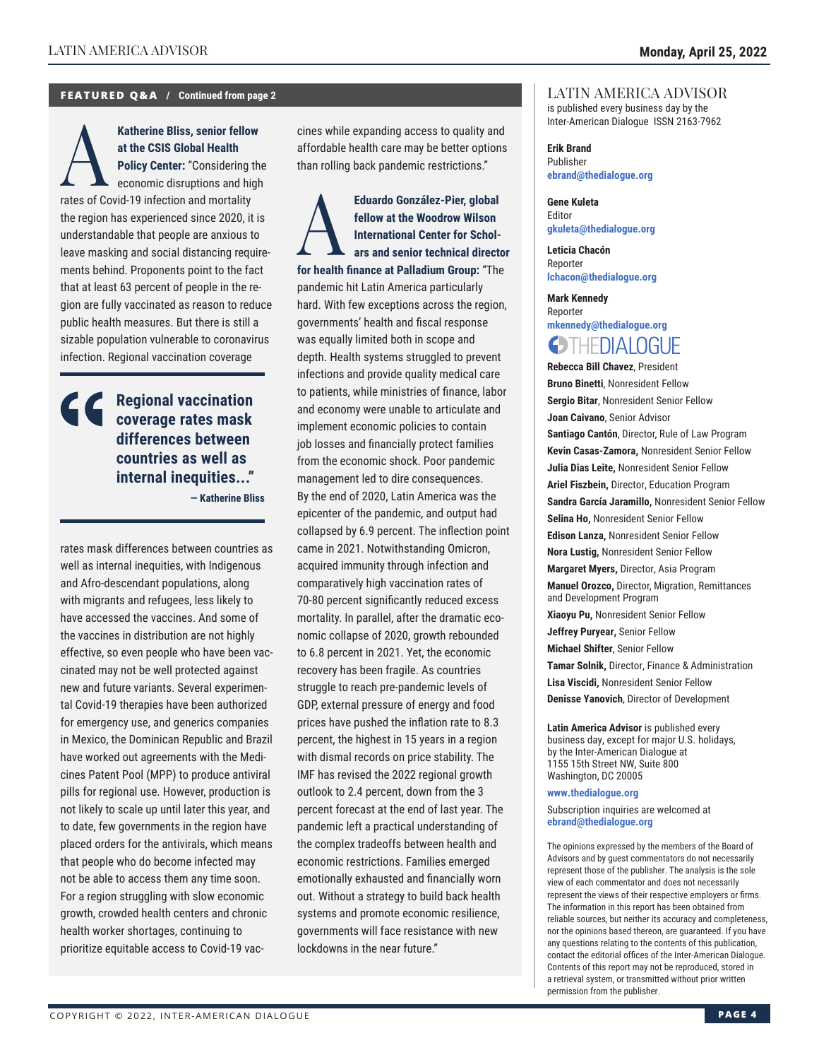**FEATURED Q&A / Continued from page 2**

**A** **Katherine Bliss, senior fellow at the CSIS Global Health Policy Center:** "Considering the economic disruptions and high rates of Covid-19 infection and mortality the region has experienced since 2020, it is understandable that people are anxious to leave masking and social distancing requirements behind. Proponents point to the fact that at least 63 percent of people in the region are fully vaccinated as reason to reduce public health measures. But there is still a sizable population vulnerable to coronavirus infection. Regional vaccination coverage rates mask differences between countries as well as internal inequities, with Indigenous and Afro-descendant populations, along with migrants and refugees, less likely to have accessed the vaccines. And some of the vaccines in distribution are not highly effective, so even people who have been vaccinated may not be well protected against new and future variants. Several experimental Covid-19 therapies have been authorized for emergency use, and generics companies in Mexico, the Dominican Republic and Brazil have worked out agreements with the Medicines Patent Pool (MPP) to produce antiviral pills for regional use. However, production is not likely to scale up until later this year, and to date, few governments in the region have placed orders for the antivirals, which means that people who do become infected may not be able to access them any time soon. For a region struggling with slow economic growth, crowded health centers and chronic health worker shortages, continuing to prioritize equitable access to Covid-19 vaccines while expanding access to quality and affordable health care may be better options than rolling back pandemic restrictions."

> **"Regional vaccination coverage rates mask differences between countries as well as internal inequities..."**
> **— Katherine Bliss**

**A** **Eduardo González-Pier, global fellow at the Woodrow Wilson International Center for Scholars and senior technical director for health finance at Palladium Group:** "The pandemic hit Latin America particularly hard. With few exceptions across the region, governments' health and fiscal response was equally limited both in scope and depth. Health systems struggled to prevent infections and provide quality medical care to patients, while ministries of finance, labor and economy were unable to articulate and implement economic policies to contain job losses and financially protect families from the economic shock. Poor pandemic management led to dire consequences. By the end of 2020, Latin America was the epicenter of the pandemic, and output had collapsed by 6.9 percent. The inflection point came in 2021. Notwithstanding Omicron, acquired immunity through infection and comparatively high vaccination rates of 70-80 percent significantly reduced excess mortality. In parallel, after the dramatic economic collapse of 2020, growth rebounded to 6.8 percent in 2021. Yet, the economic recovery has been fragile. As countries struggle to reach pre-pandemic levels of GDP, external pressure of energy and food prices have pushed the inflation rate to 8.3 percent, the highest in 15 years in a region with dismal records on price stability. The IMF has revised the 2022 regional growth outlook to 2.4 percent, down from the 3 percent forecast at the end of last year. The pandemic left a practical understanding of the complex tradeoffs between health and economic restrictions. Families emerged emotionally exhausted and financially worn out. Without a strategy to build back health systems and promote economic resilience, governments will face resistance with new lockdowns in the near future."

---

LATIN AMERICA ADVISOR
is published every business day by the Inter-American Dialogue ISSN 2163-7962

**Erik Brand**
Publisher
**ebrand@thedialogue.org**

**Gene Kuleta**
Editor
**gkuleta@thedialogue.org**

**Leticia Chacón**
Reporter
**lchacon@thedialogue.org**

**Mark Kennedy**
Reporter
**mkennedy@thedialogue.org**

THEDIALOGUE

**Rebecca Bill Chavez**, President
**Bruno Binetti**, Nonresident Fellow
**Sergio Bitar**, Nonresident Senior Fellow
**Joan Caivano**, Senior Advisor
**Santiago Cantón**, Director, Rule of Law Program
**Kevin Casas-Zamora,** Nonresident Senior Fellow
**Julia Dias Leite,** Nonresident Senior Fellow
**Ariel Fiszbein,** Director, Education Program
**Sandra García Jaramillo,** Nonresident Senior Fellow
**Selina Ho,** Nonresident Senior Fellow
**Edison Lanza,** Nonresident Senior Fellow
**Nora Lustig,** Nonresident Senior Fellow
**Margaret Myers,** Director, Asia Program
**Manuel Orozco,** Director, Migration, Remittances and Development Program
**Xiaoyu Pu,** Nonresident Senior Fellow
**Jeffrey Puryear,** Senior Fellow
**Michael Shifter**, Senior Fellow
**Tamar Solnik,** Director, Finance & Administration
**Lisa Viscidi,** Nonresident Senior Fellow
**Denisse Yanovich**, Director of Development

**Latin America Advisor** is published every business day, except for major U.S. holidays, by the Inter-American Dialogue at
1155 15th Street NW, Suite 800
Washington, DC 20005

**www.thedialogue.org**

Subscription inquiries are welcomed at **ebrand@thedialogue.org**

The opinions expressed by the members of the Board of Advisors and by guest commentators do not necessarily represent those of the publisher. The analysis is the sole view of each commentator and does not necessarily represent the views of their respective employers or firms. The information in this report has been obtained from reliable sources, but neither its accuracy and completeness, nor the opinions based thereon, are guaranteed. If you have any questions relating to the contents of this publication, contact the editorial offices of the Inter-American Dialogue. Contents of this report may not be reproduced, stored in a retrieval system, or transmitted without prior written permission from the publisher.